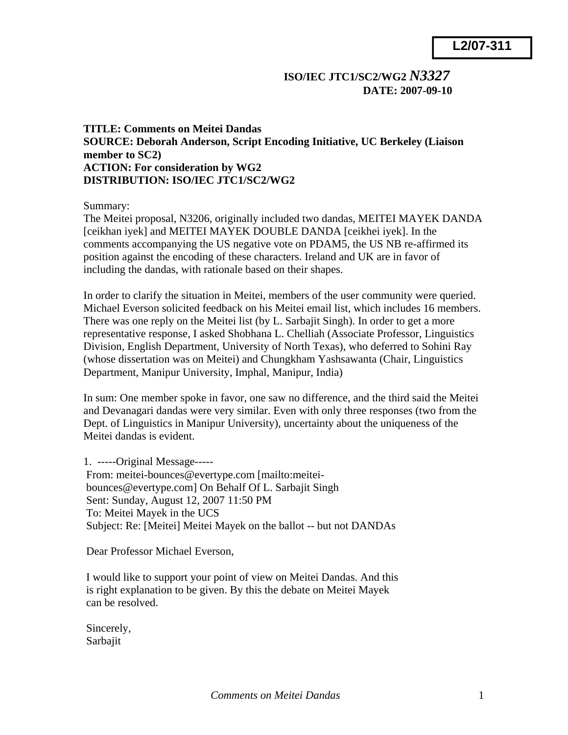**L2/07-311**

**ISO/IEC JTC1/SC2/WG2** ***N3327***
**DATE: 2007-09-10**

**TITLE: Comments on Meitei Dandas**
**SOURCE: Deborah Anderson, Script Encoding Initiative, UC Berkeley (Liaison member to SC2)**
**ACTION: For consideration by WG2**
**DISTRIBUTION: ISO/IEC JTC1/SC2/WG2**

Summary:
The Meitei proposal, N3206, originally included two dandas, MEITEI MAYEK DANDA [ceikhan iyek] and MEITEI MAYEK DOUBLE DANDA [ceikhei iyek]. In the comments accompanying the US negative vote on PDAM5, the US NB re-affirmed its position against the encoding of these characters. Ireland and UK are in favor of including the dandas, with rationale based on their shapes.

In order to clarify the situation in Meitei, members of the user community were queried. Michael Everson solicited feedback on his Meitei email list, which includes 16 members. There was one reply on the Meitei list (by L. Sarbajit Singh). In order to get a more representative response, I asked Shobhana L. Chelliah (Associate Professor, Linguistics Division, English Department, University of North Texas), who deferred to Sohini Ray (whose dissertation was on Meitei) and Chungkham Yashsawanta (Chair, Linguistics Department, Manipur University, Imphal, Manipur, India)

In sum: One member spoke in favor, one saw no difference, and the third said the Meitei and Devanagari dandas were very similar. Even with only three responses (two from the Dept. of Linguistics in Manipur University), uncertainty about the uniqueness of the Meitei dandas is evident.

1. -----Original Message-----
From: meitei-bounces@evertype.com [mailto:meitei-bounces@evertype.com] On Behalf Of L. Sarbajit Singh
Sent: Sunday, August 12, 2007 11:50 PM
To: Meitei Mayek in the UCS
Subject: Re: [Meitei] Meitei Mayek on the ballot -- but not DANDAs

Dear Professor Michael Everson,

I would like to support your point of view on Meitei Dandas. And this is right explanation to be given. By this the debate on Meitei Mayek can be resolved.

Sincerely,
Sarbajit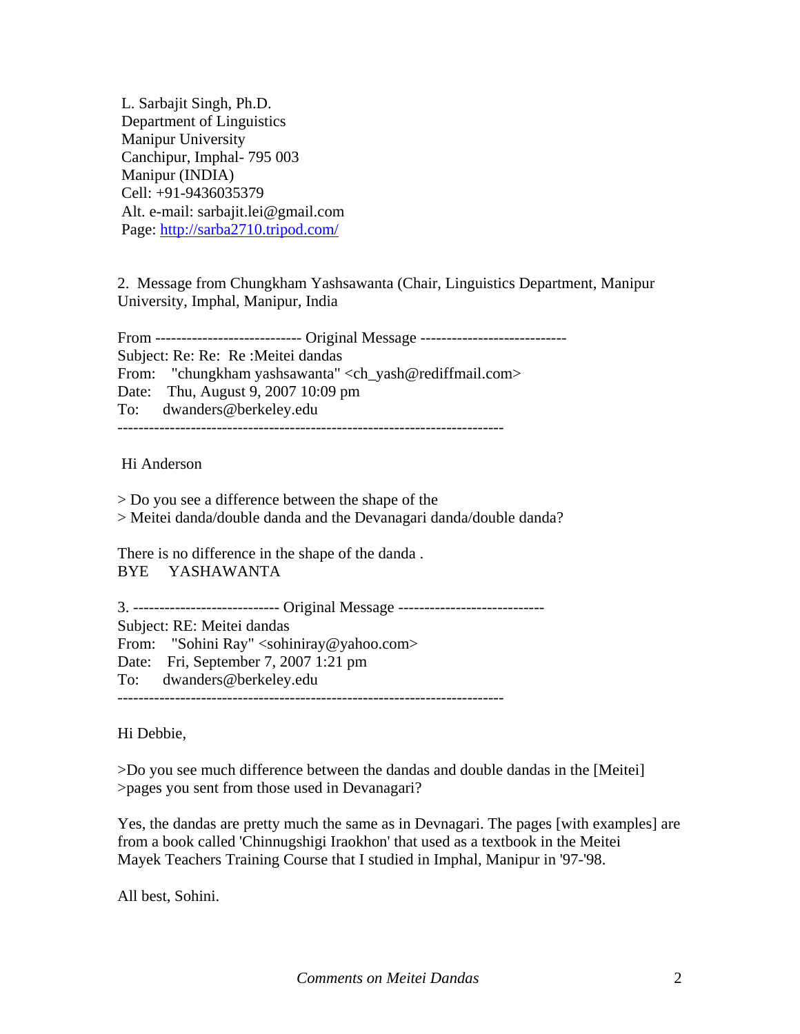L. Sarbajit Singh, Ph.D.
Department of Linguistics
Manipur University
Canchipur, Imphal- 795 003
Manipur (INDIA)
Cell: +91-9436035379
Alt. e-mail: sarbajit.lei@gmail.com
Page: http://sarba2710.tripod.com/

2. Message from Chungkham Yashsawanta (Chair, Linguistics Department, Manipur University, Imphal, Manipur, India

From ---------------------------- Original Message ----------------------------
Subject: Re: Re: Re :Meitei dandas
From: "chungkham yashsawanta" <ch_yash@rediffmail.com>
Date: Thu, August 9, 2007 10:09 pm
To: dwanders@berkeley.edu
------------------------------------------------------------------------

Hi Anderson

> Do you see a difference between the shape of the
> Meitei danda/double danda and the Devanagari danda/double danda?

There is no difference in the shape of the danda .
BYE YASHAWANTA

3. ---------------------------- Original Message ----------------------------
Subject: RE: Meitei dandas
From: "Sohini Ray" <sohiniray@yahoo.com>
Date: Fri, September 7, 2007 1:21 pm
To: dwanders@berkeley.edu
------------------------------------------------------------------------

Hi Debbie,

>Do you see much difference between the dandas and double dandas in the [Meitei]
>pages you sent from those used in Devanagari?

Yes, the dandas are pretty much the same as in Devnagari. The pages [with examples] are from a book called 'Chinnugshigi Iraokhon' that used as a textbook in the Meitei Mayek Teachers Training Course that I studied in Imphal, Manipur in '97-'98.

All best, Sohini.